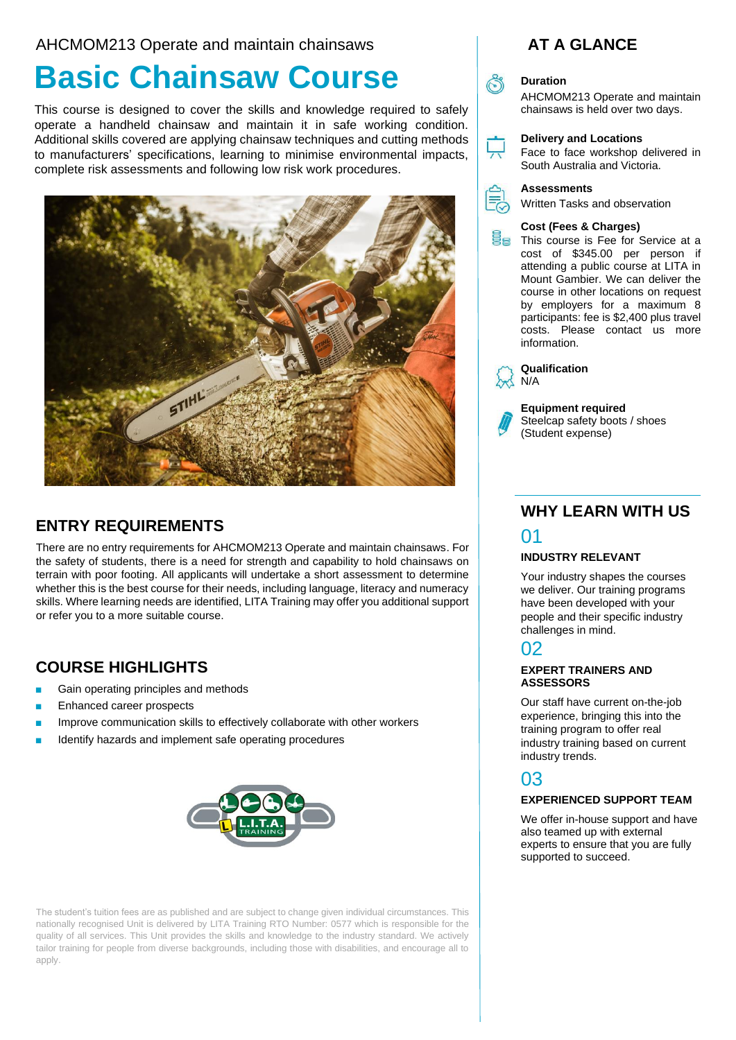AHCMOM213 Operate and maintain chainsaws

# Basic Chainsaw Course

This course is designed to cover the skills and knowledge required to safely operate a handheld chainsaw and maintain it in safe working condition. Additional skills covered are applying chainsaw techniques and cutting methods to manufacturers' specifications, learning to minimise environmental impacts, complete risk assessments and following low risk work procedures.

## ENTRY REQUIREMENTS

There are no entry requirements for AHCMOM213 Operate and maintain chainsaws. For the safety of students, there is a need for strength and capability to hold chainsaws on terrain with poor footing. All applicants will undertake a short assessment to determine whether this is the best course for their needs, including language, literacy and numeracy skills. Where learning needs are identified, LITA Training may offer you additional support or refer you to a more suitable course.

## COURSE HIGHLIGHTS

- Gain operating principles and methods
- Enhanced career prospects
- Improve communication skills to effectively collaborate with other workers
- Identify hazards and implement safe operating procedures

The student's tuition fees are as published and are subject to change given individual circumstances. This nationally recognised Unit is delivered by LITA Training RTO Number: 0577 which is responsible for the quality of all services. This Unit provides the skills and knowledge to the industry standard. We actively tailor training for people from diverse backgrounds, including those with disabilities, and encourage all to apply.

## AT A GLANCE

**Duration**
AHCMOM213 Operate and maintain chainsaws is held over two days.

**Delivery and Locations**
Face to face workshop delivered in South Australia and Victoria.

**Assessments**
Written Tasks and observation

**Cost (Fees & Charges)**
This course is Fee for Service at a cost of $345.00 per person if attending a public course at LITA in Mount Gambier. We can deliver the course in other locations on request by employers for a maximum 8 participants: fee is $2,400 plus travel costs. Please contact us more information.

**Qualification**
N/A

**Equipment required**
Steelcap safety boots / shoes (Student expense)

## WHY LEARN WITH US

### 01

**INDUSTRY RELEVANT**

Your industry shapes the courses we deliver. Our training programs have been developed with your people and their specific industry challenges in mind.

### 02

**EXPERT TRAINERS AND ASSESSORS**

Our staff have current on-the-job experience, bringing this into the training program to offer real industry training based on current industry trends.

### 03

**EXPERIENCED SUPPORT TEAM**

We offer in-house support and have also teamed up with external experts to ensure that you are fully supported to succeed.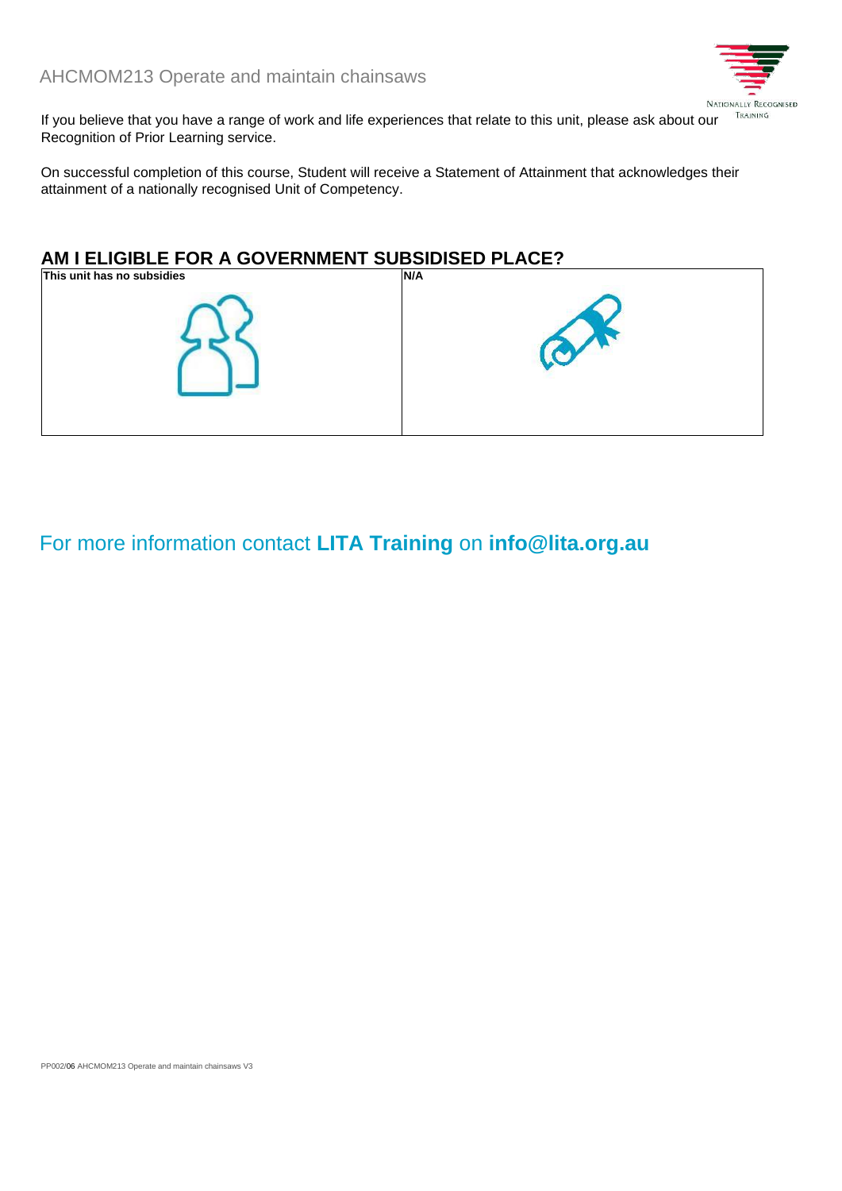If you believe that you have a range of work and life experiences that relate to this unit, please ask about our Recognition of Prior Learning service.

On successful completion of this course, Student will receive a Statement of Attainment that acknowledges their attainment of a nationally recognised Unit of Competency.

## AM I ELIGIBLE FOR A GOVERNMENT SUBSIDISED PLACE?

| | |
|---|---|
| **This unit has no subsidies** | **N/A** |

For more information contact **LITA Training** on **info@lita.org.au**